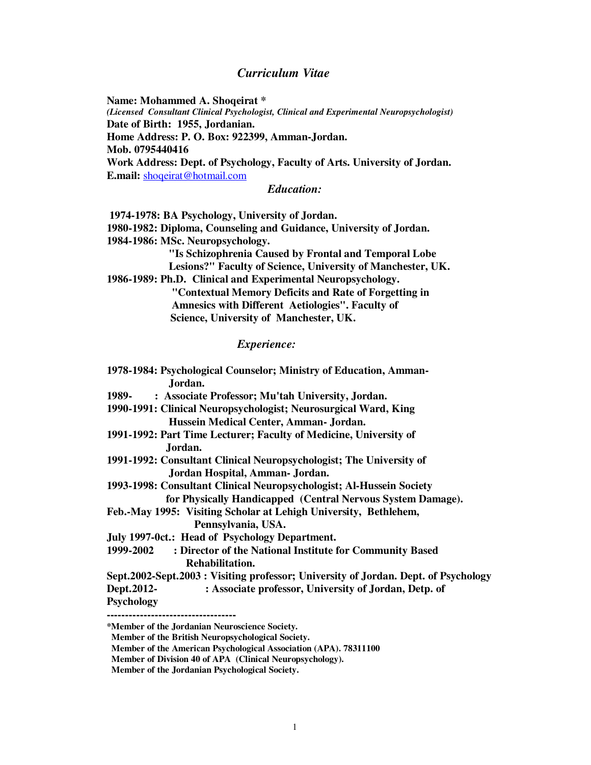# *Curriculum Vitae*

**Name: Mohammed A. Shoqeirat \***
***(Licensed Consultant Clinical Psychologist, Clinical and Experimental Neuropsychologist)***
**Date of Birth: 1955, Jordanian.**
**Home Address: P. O. Box: 922399, Amman-Jordan.**
**Mob. 0795440416**
**Work Address: Dept. of Psychology, Faculty of Arts. University of Jordan.**
**E.mail:** shoqeirat@hotmail.com

## *Education:*

**1974-1978: BA Psychology, University of Jordan.**
**1980-1982: Diploma, Counseling and Guidance, University of Jordan.**
**1984-1986: MSc. Neuropsychology.**
**"Is Schizophrenia Caused by Frontal and Temporal Lobe Lesions?" Faculty of Science, University of Manchester, UK.**
**1986-1989: Ph.D. Clinical and Experimental Neuropsychology.**
**"Contextual Memory Deficits and Rate of Forgetting in Amnesics with Different Aetiologies". Faculty of Science, University of Manchester, UK.**

## *Experience:*

**1978-1984: Psychological Counselor; Ministry of Education, Amman-Jordan.**
**1989- : Associate Professor; Mu'tah University, Jordan.**
**1990-1991: Clinical Neuropsychologist; Neurosurgical Ward, King Hussein Medical Center, Amman- Jordan.**
**1991-1992: Part Time Lecturer; Faculty of Medicine, University of Jordan.**
**1991-1992: Consultant Clinical Neuropsychologist; The University of Jordan Hospital, Amman- Jordan.**
**1993-1998: Consultant Clinical Neuropsychologist; Al-Hussein Society for Physically Handicapped (Central Nervous System Damage).**
**Feb.-May 1995: Visiting Scholar at Lehigh University, Bethlehem, Pennsylvania, USA.**
**July 1997-0ct.: Head of Psychology Department.**
**1999-2002 : Director of the National Institute for Community Based Rehabilitation.**
**Sept.2002-Sept.2003 : Visiting professor; University of Jordan. Dept. of Psychology**
**Dept.2012- : Associate professor, University of Jordan, Detp. of Psychology**

-----------------------------------

**\*Member of the Jordanian Neuroscience Society.**
**Member of the British Neuropsychological Society.**
**Member of the American Psychological Association (APA). 78311100**
**Member of Division 40 of APA (Clinical Neuropsychology).**
**Member of the Jordanian Psychological Society.**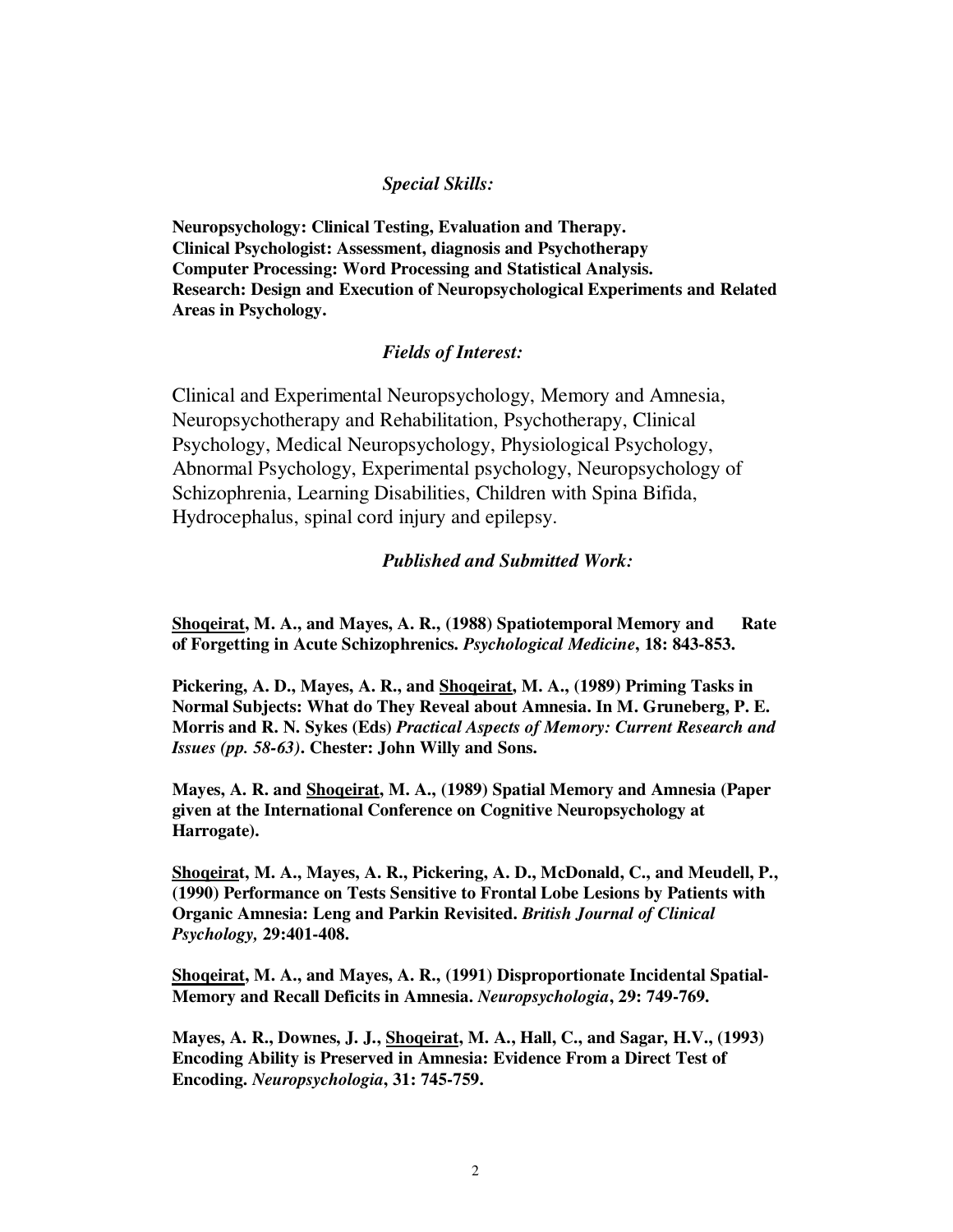### *Special Skills:*

**Neuropsychology: Clinical Testing, Evaluation and Therapy.**
**Clinical Psychologist: Assessment, diagnosis and Psychotherapy**
**Computer Processing: Word Processing and Statistical Analysis.**
**Research: Design and Execution of Neuropsychological Experiments and Related Areas in Psychology.**

### *Fields of Interest:*

Clinical and Experimental Neuropsychology, Memory and Amnesia, Neuropsychotherapy and Rehabilitation, Psychotherapy, Clinical Psychology, Medical Neuropsychology, Physiological Psychology, Abnormal Psychology, Experimental psychology, Neuropsychology of Schizophrenia, Learning Disabilities, Children with Spina Bifida, Hydrocephalus, spinal cord injury and epilepsy.

### *Published and Submitted Work:*

**<u>Shoqeirat</u>, M. A., and Mayes, A. R., (1988) Spatiotemporal Memory and Rate of Forgetting in Acute Schizophrenics. *Psychological Medicine*, 18: 843-853.**

**Pickering, A. D., Mayes, A. R., and <u>Shoqeirat</u>, M. A., (1989) Priming Tasks in Normal Subjects: What do They Reveal about Amnesia. In M. Gruneberg, P. E. Morris and R. N. Sykes (Eds) *Practical Aspects of Memory: Current Research and Issues (pp. 58-63)*. Chester: John Willy and Sons.**

**Mayes, A. R. and <u>Shoqeirat</u>, M. A., (1989) Spatial Memory and Amnesia (Paper given at the International Conference on Cognitive Neuropsychology at Harrogate).**

**<u>Shoqeira</u>t, M. A., Mayes, A. R., Pickering, A. D., McDonald, C., and Meudell, P., (1990) Performance on Tests Sensitive to Frontal Lobe Lesions by Patients with Organic Amnesia: Leng and Parkin Revisited. *British Journal of Clinical Psychology,* 29:401-408.**

**<u>Shoqeirat</u>, M. A., and Mayes, A. R., (1991) Disproportionate Incidental Spatial-Memory and Recall Deficits in Amnesia. *Neuropsychologia*, 29: 749-769.**

**Mayes, A. R., Downes, J. J., <u>Shoqeirat</u>, M. A., Hall, C., and Sagar, H.V., (1993) Encoding Ability is Preserved in Amnesia: Evidence From a Direct Test of Encoding. *Neuropsychologia*, 31: 745-759.**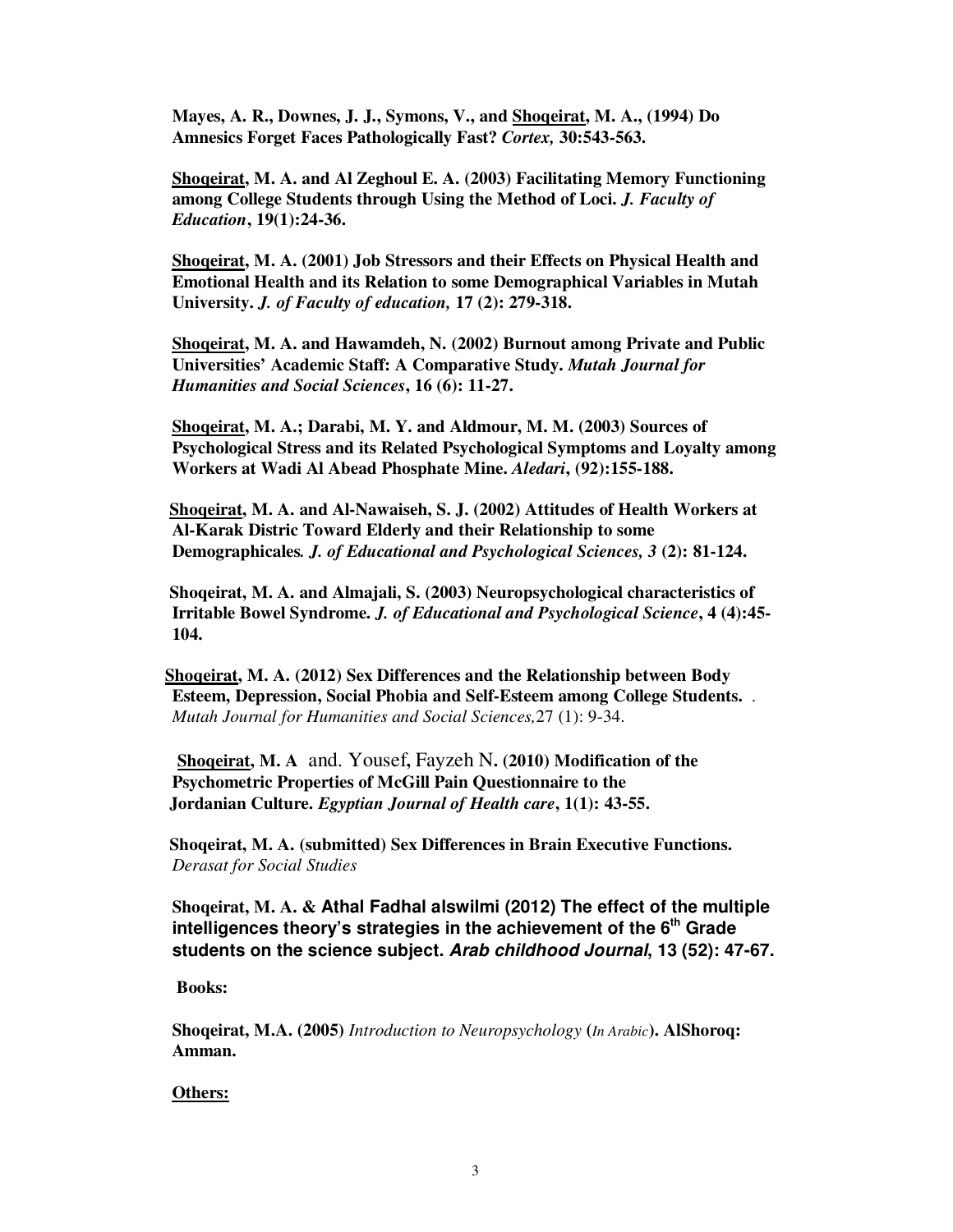**Mayes, A. R., Downes, J. J., Symons, V., and Shoqeirat, M. A., (1994) Do Amnesics Forget Faces Pathologically Fast? *Cortex,* 30:543-563.**

**Shoqeirat, M. A. and Al Zeghoul E. A. (2003) Facilitating Memory Functioning among College Students through Using the Method of Loci. *J. Faculty of Education*, 19(1):24-36.**

**Shoqeirat, M. A. (2001) Job Stressors and their Effects on Physical Health and Emotional Health and its Relation to some Demographical Variables in Mutah University. *J. of Faculty of education,* 17 (2): 279-318.**

**Shoqeirat, M. A. and Hawamdeh, N. (2002) Burnout among Private and Public Universities' Academic Staff: A Comparative Study. *Mutah Journal for Humanities and Social Sciences*, 16 (6): 11-27.**

**Shoqeirat, M. A.; Darabi, M. Y. and Aldmour, M. M. (2003) Sources of Psychological Stress and its Related Psychological Symptoms and Loyalty among Workers at Wadi Al Abead Phosphate Mine. *Aledari*, (92):155-188.**

**Shoqeirat, M. A. and Al-Nawaiseh, S. J. (2002) Attitudes of Health Workers at Al-Karak Distric Toward Elderly and their Relationship to some Demographicales*. J. of Educational and Psychological Sciences, 3* (2): 81-124.**

**Shoqeirat, M. A. and Almajali, S. (2003) Neuropsychological characteristics of Irritable Bowel Syndrome. *J. of Educational and Psychological Science*, 4 (4):45-104.**

**Shoqeirat, M. A. (2012) Sex Differences and the Relationship between Body Esteem, Depression, Social Phobia and Self-Esteem among College Students.** . *Mutah Journal for Humanities and Social Sciences,*27 (1): 9-34.

**Shoqeirat, M. A** and. Yousef, Fayzeh N**. (2010) Modification of the Psychometric Properties of McGill Pain Questionnaire to the Jordanian Culture. *Egyptian Journal of Health care*, 1(1): 43-55.**

**Shoqeirat, M. A. (submitted) Sex Differences in Brain Executive Functions.** *Derasat for Social Studies*

**Shoqeirat, M. A. & Athal Fadhal alswilmi (2012) The effect of the multiple intelligences theory's strategies in the achievement of the 6th Grade students on the science subject. *Arab childhood Journal,* 13 (52): 47-67.**

**Books:**

**Shoqeirat, M.A. (2005)** *Introduction to Neuropsychology* **(***In Arabic***). AlShoroq: Amman.**

**Others:**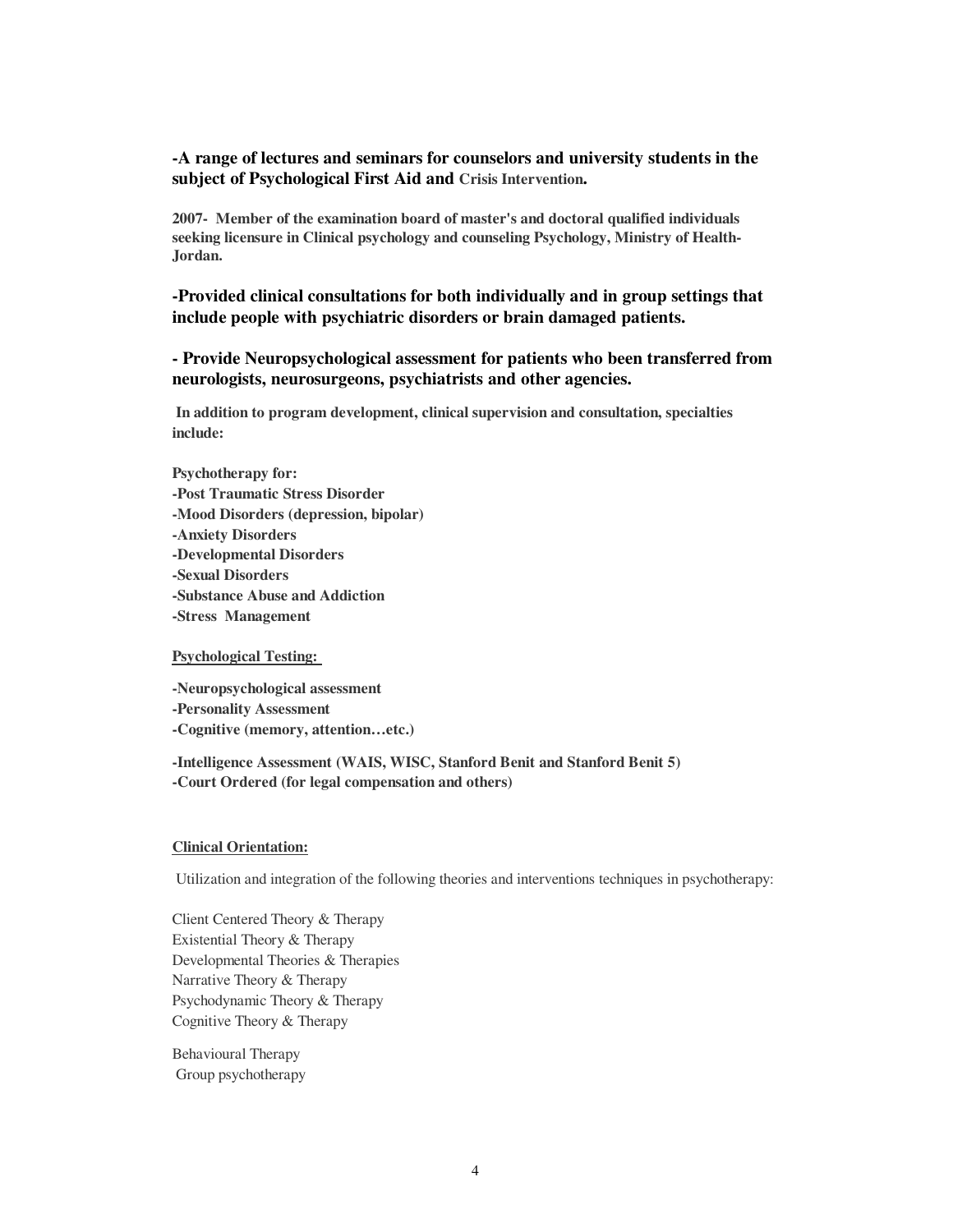**-A range of lectures and seminars for counselors and university students in the subject of Psychological First Aid and Crisis Intervention.**

**2007- Member of the examination board of master's and doctoral qualified individuals seeking licensure in Clinical psychology and counseling Psychology, Ministry of Health-Jordan.**

**-Provided clinical consultations for both individually and in group settings that include people with psychiatric disorders or brain damaged patients.**

**- Provide Neuropsychological assessment for patients who been transferred from neurologists, neurosurgeons, psychiatrists and other agencies.**

**In addition to program development, clinical supervision and consultation, specialties include:**

**Psychotherapy for:**
**-Post Traumatic Stress Disorder**
**-Mood Disorders (depression, bipolar)**
**-Anxiety Disorders**
**-Developmental Disorders**
**-Sexual Disorders**
**-Substance Abuse and Addiction**
**-Stress Management**

**Psychological Testing:**

**-Neuropsychological assessment**
**-Personality Assessment**
**-Cognitive (memory, attention…etc.)**

**-Intelligence Assessment (WAIS, WISC, Stanford Benit and Stanford Benit 5)**
**-Court Ordered (for legal compensation and others)**

**Clinical Orientation:**

Utilization and integration of the following theories and interventions techniques in psychotherapy:

Client Centered Theory & Therapy
Existential Theory & Therapy
Developmental Theories & Therapies
Narrative Theory & Therapy
Psychodynamic Theory & Therapy
Cognitive Theory & Therapy

Behavioural Therapy
Group psychotherapy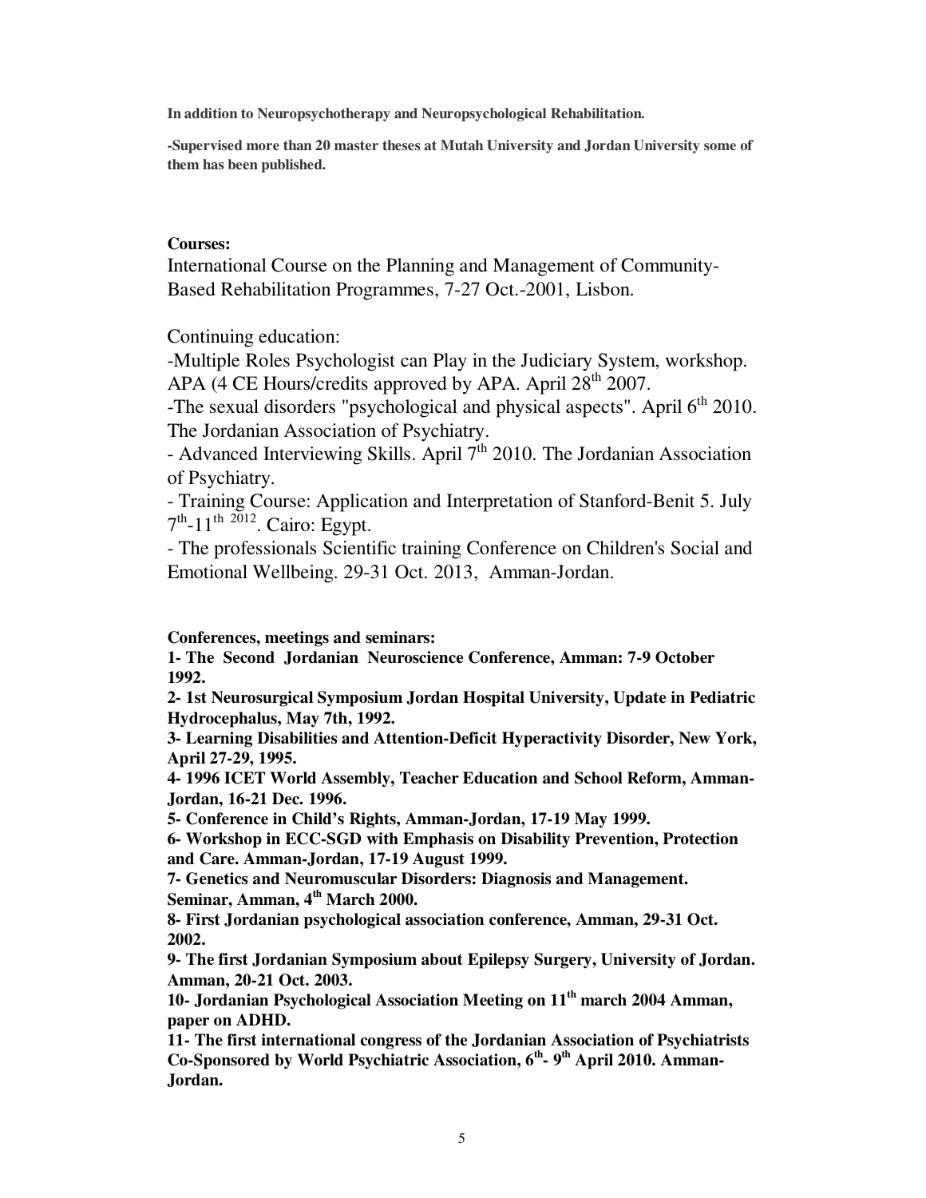**In addition to Neuropsychotherapy and Neuropsychological Rehabilitation.**

**-Supervised more than 20 master theses at Mutah University and Jordan University some of them has been published.**

**Courses:**

International Course on the Planning and Management of Community-Based Rehabilitation Programmes, 7-27 Oct.-2001, Lisbon.

Continuing education:

-Multiple Roles Psychologist can Play in the Judiciary System, workshop. APA (4 CE Hours/credits approved by APA. April 28th 2007.

-The sexual disorders "psychological and physical aspects". April 6th 2010. The Jordanian Association of Psychiatry.

- Advanced Interviewing Skills. April 7th 2010. The Jordanian Association of Psychiatry.

- Training Course: Application and Interpretation of Stanford-Benit 5. July 7th-11th 2012. Cairo: Egypt.

- The professionals Scientific training Conference on Children's Social and Emotional Wellbeing. 29-31 Oct. 2013, Amman-Jordan.

**Conferences, meetings and seminars:**

**1- The Second Jordanian Neuroscience Conference, Amman: 7-9 October 1992.**

**2- 1st Neurosurgical Symposium Jordan Hospital University, Update in Pediatric Hydrocephalus, May 7th, 1992.**

**3- Learning Disabilities and Attention-Deficit Hyperactivity Disorder, New York, April 27-29, 1995.**

**4- 1996 ICET World Assembly, Teacher Education and School Reform, Amman-Jordan, 16-21 Dec. 1996.**

**5- Conference in Child's Rights, Amman-Jordan, 17-19 May 1999.**

**6- Workshop in ECC-SGD with Emphasis on Disability Prevention, Protection and Care. Amman-Jordan, 17-19 August 1999.**

**7- Genetics and Neuromuscular Disorders: Diagnosis and Management. Seminar, Amman, 4th March 2000.**

**8- First Jordanian psychological association conference, Amman, 29-31 Oct. 2002.**

**9- The first Jordanian Symposium about Epilepsy Surgery, University of Jordan. Amman, 20-21 Oct. 2003.**

**10- Jordanian Psychological Association Meeting on 11th march 2004 Amman, paper on ADHD.**

**11- The first international congress of the Jordanian Association of Psychiatrists Co-Sponsored by World Psychiatric Association, 6th- 9th April 2010. Amman-Jordan.**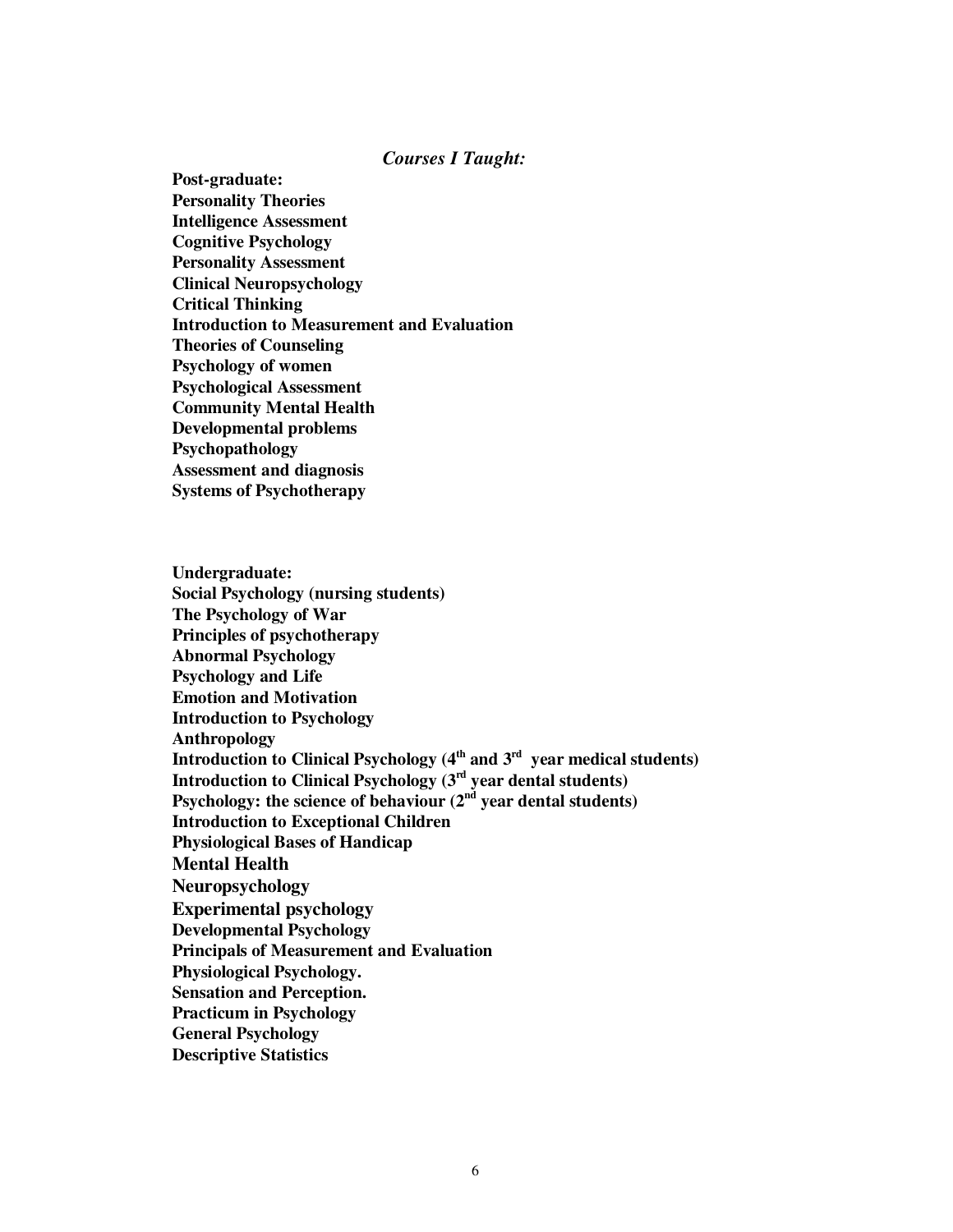### *Courses I Taught:*

**Post-graduate:**
**Personality Theories**
**Intelligence Assessment**
**Cognitive Psychology**
**Personality Assessment**
**Clinical Neuropsychology**
**Critical Thinking**
**Introduction to Measurement and Evaluation**
**Theories of Counseling**
**Psychology of women**
**Psychological Assessment**
**Community Mental Health**
**Developmental problems**
**Psychopathology**
**Assessment and diagnosis**
**Systems of Psychotherapy**

**Undergraduate:**
**Social Psychology (nursing students)**
**The Psychology of War**
**Principles of psychotherapy**
**Abnormal Psychology**
**Psychology and Life**
**Emotion and Motivation**
**Introduction to Psychology**
**Anthropology**
**Introduction to Clinical Psychology (4th and 3rd year medical students)**
**Introduction to Clinical Psychology (3rd year dental students)**
**Psychology: the science of behaviour (2nd year dental students)**
**Introduction to Exceptional Children**
**Physiological Bases of Handicap**
**Mental Health**
**Neuropsychology**
**Experimental psychology**
**Developmental Psychology**
**Principals of Measurement and Evaluation**
**Physiological Psychology.**
**Sensation and Perception.**
**Practicum in Psychology**
**General Psychology**
**Descriptive Statistics**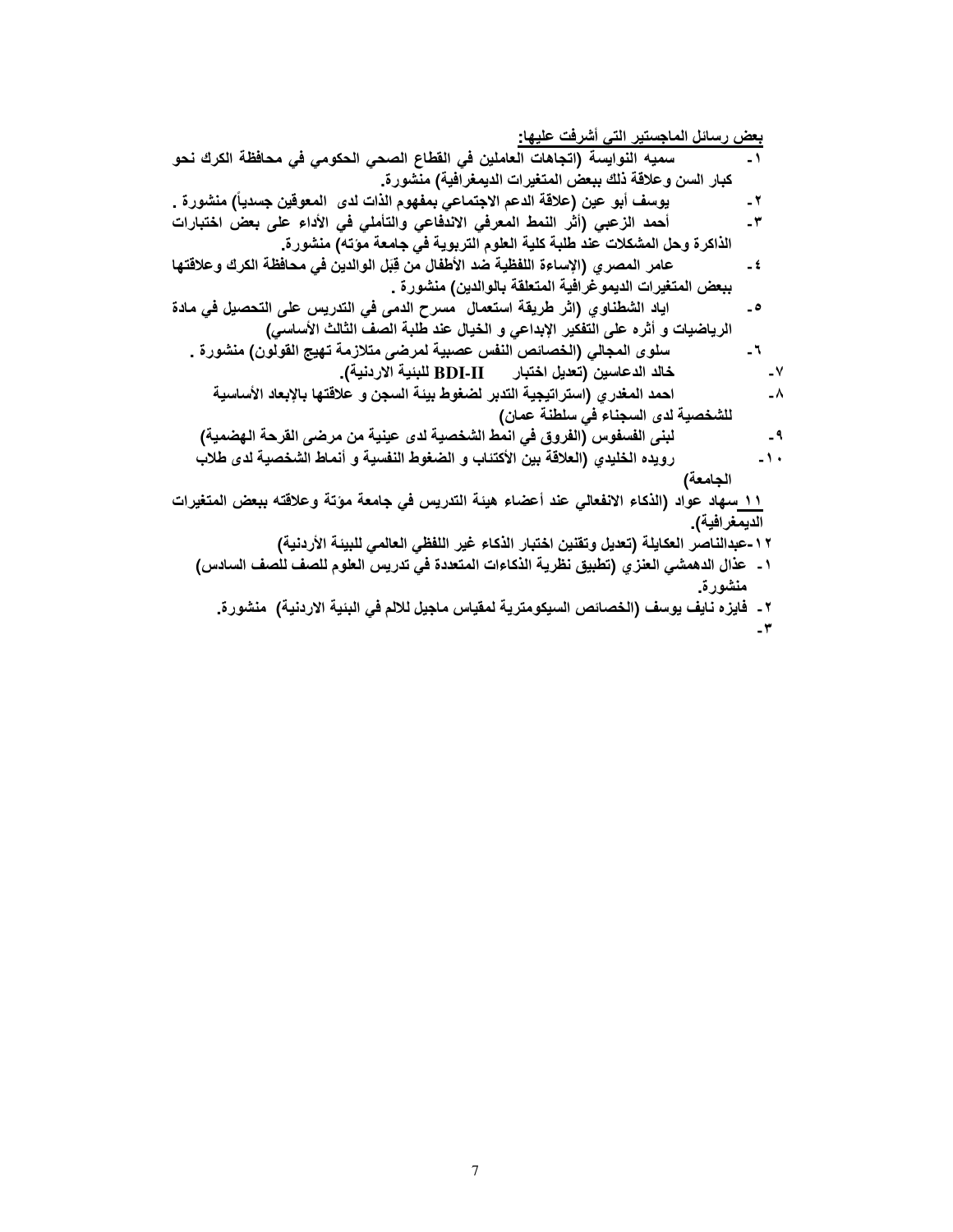**بعض رسائل الماجستير التي أشرفت عليها:**

١- سميه النوايسة (اتجاهات العاملين في القطاع الصحي الحكومي في محافظة الكرك نحو كبار السن وعلاقة ذلك ببعض المتغيرات الديمغرافية) منشورة.

٢- يوسف أبو عين (علاقة الدعم الاجتماعي بمفهوم الذات لدى المعوقين جسدياً) منشورة .

٣- أحمد الزعبي (أثر النمط المعرفي الاندفاعي والتأملي في الأداء على بعض اختبارات الذاكرة وحل المشكلات عند طلبة كلية العلوم التربوية في جامعة مؤته) منشورة.

٤- عامر المصري (الإساءة اللفظية ضد الأطفال من قِبَل الوالدين في محافظة الكرك وعلاقتها ببعض المتغيرات الديموغرافية المتعلقة بالوالدين) منشورة .

٥- اياد الشطناوي (اثر طريقة استعمال مسرح الدمى في التدريس على التحصيل في مادة الرياضيات و أثره على التفكير الإبداعي و الخيال عند طلبة الصف الثالث الأساسي)

٦- سلوى المجالي (الخصائص النفس عصبية لمرضى متلازمة تهيج القولون) منشورة .

٧- خالد الدعاسين (تعديل اختبار BDI-II للبئية الاردنية).

٨- احمد المغدري (استراتيجية التدبر لضغوط بيئة السجن و علاقتها بالإبعاد الأساسية للشخصية لدى السجناء في سلطنة عمان)

٩- لبنى الفسفوس (الفروق في انمط الشخصية لدى عينية من مرضى القرحة الهضمية)

١٠- رويده الخليدي (العلاقة بين الأكتئاب و الضغوط النفسية و أنماط الشخصية لدى طلاب الجامعة)

١١ سهاد عواد (الذكاء الانفعالي عند أعضاء هيئة التدريس في جامعة مؤتة وعلاقته ببعض المتغيرات الديمغرافية).

١٢-عبدالناصر العكايلة (تعديل وتقنين اختبار الذكاء غير اللفظي العالمي للبيئة الأردنية)

١- عذال الدهمشي العنزي (تطبيق نظرية الذكاءات المتعددة في تدريس العلوم للصف للصف السادس) منشورة.

٢- فايزه نايف يوسف (الخصائص السيكومترية لمقياس ماجيل للالم في البئية الاردنية) منشورة.

٣-